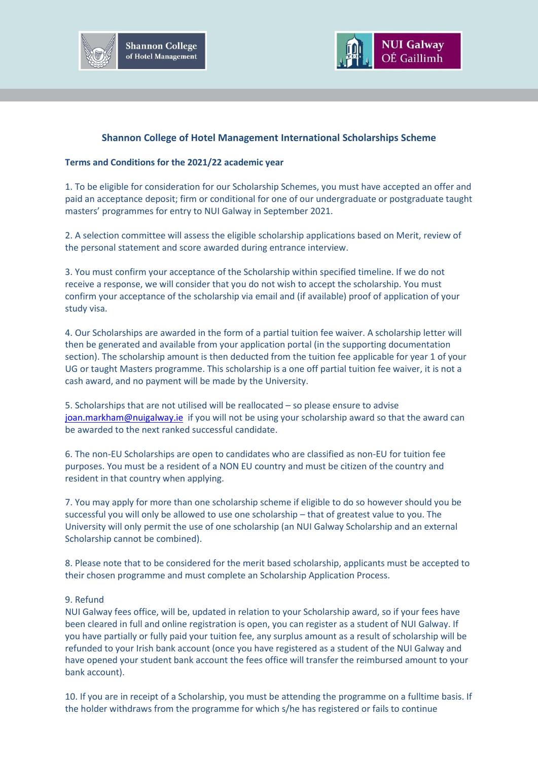## Shannon College of Hotel Management International Scholarships Scheme

**Terms and Conditions for the 2021/22 academic year**

1. To be eligible for consideration for our Scholarship Schemes, you must have accepted an offer and paid an acceptance deposit; firm or conditional for one of our undergraduate or postgraduate taught masters' programmes for entry to NUI Galway in September 2021.

2. A selection committee will assess the eligible scholarship applications based on Merit, review of the personal statement and score awarded during entrance interview.

3. You must confirm your acceptance of the Scholarship within specified timeline. If we do not receive a response, we will consider that you do not wish to accept the scholarship. You must confirm your acceptance of the scholarship via email and (if available) proof of application of your study visa.

4. Our Scholarships are awarded in the form of a partial tuition fee waiver. A scholarship letter will then be generated and available from your application portal (in the supporting documentation section). The scholarship amount is then deducted from the tuition fee applicable for year 1 of your UG or taught Masters programme. This scholarship is a one off partial tuition fee waiver, it is not a cash award, and no payment will be made by the University.

5. Scholarships that are not utilised will be reallocated – so please ensure to advise joan.markham@nuigalway.ie if you will not be using your scholarship award so that the award can be awarded to the next ranked successful candidate.

6. The non-EU Scholarships are open to candidates who are classified as non-EU for tuition fee purposes. You must be a resident of a NON EU country and must be citizen of the country and resident in that country when applying.

7. You may apply for more than one scholarship scheme if eligible to do so however should you be successful you will only be allowed to use one scholarship – that of greatest value to you. The University will only permit the use of one scholarship (an NUI Galway Scholarship and an external Scholarship cannot be combined).

8. Please note that to be considered for the merit based scholarship, applicants must be accepted to their chosen programme and must complete an Scholarship Application Process.

9. Refund
NUI Galway fees office, will be, updated in relation to your Scholarship award, so if your fees have been cleared in full and online registration is open, you can register as a student of NUI Galway. If you have partially or fully paid your tuition fee, any surplus amount as a result of scholarship will be refunded to your Irish bank account (once you have registered as a student of the NUI Galway and have opened your student bank account the fees office will transfer the reimbursed amount to your bank account).

10. If you are in receipt of a Scholarship, you must be attending the programme on a fulltime basis. If the holder withdraws from the programme for which s/he has registered or fails to continue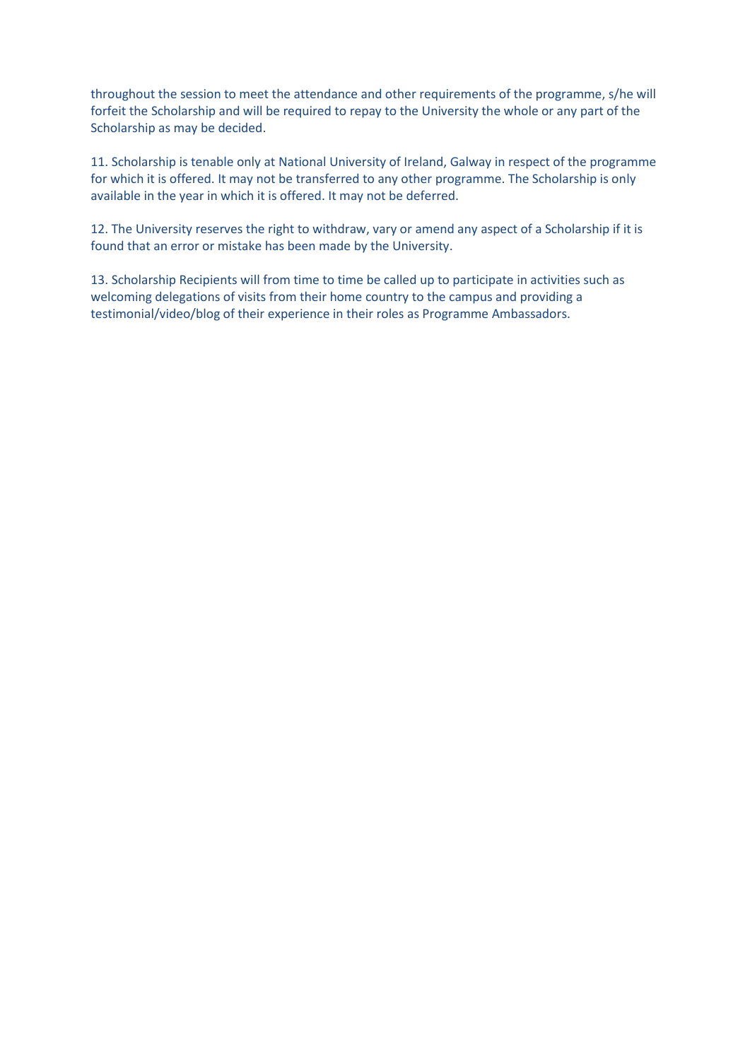throughout the session to meet the attendance and other requirements of the programme, s/he will forfeit the Scholarship and will be required to repay to the University the whole or any part of the Scholarship as may be decided.

11. Scholarship is tenable only at National University of Ireland, Galway in respect of the programme for which it is offered. It may not be transferred to any other programme. The Scholarship is only available in the year in which it is offered. It may not be deferred.

12. The University reserves the right to withdraw, vary or amend any aspect of a Scholarship if it is found that an error or mistake has been made by the University.

13. Scholarship Recipients will from time to time be called up to participate in activities such as welcoming delegations of visits from their home country to the campus and providing a testimonial/video/blog of their experience in their roles as Programme Ambassadors.